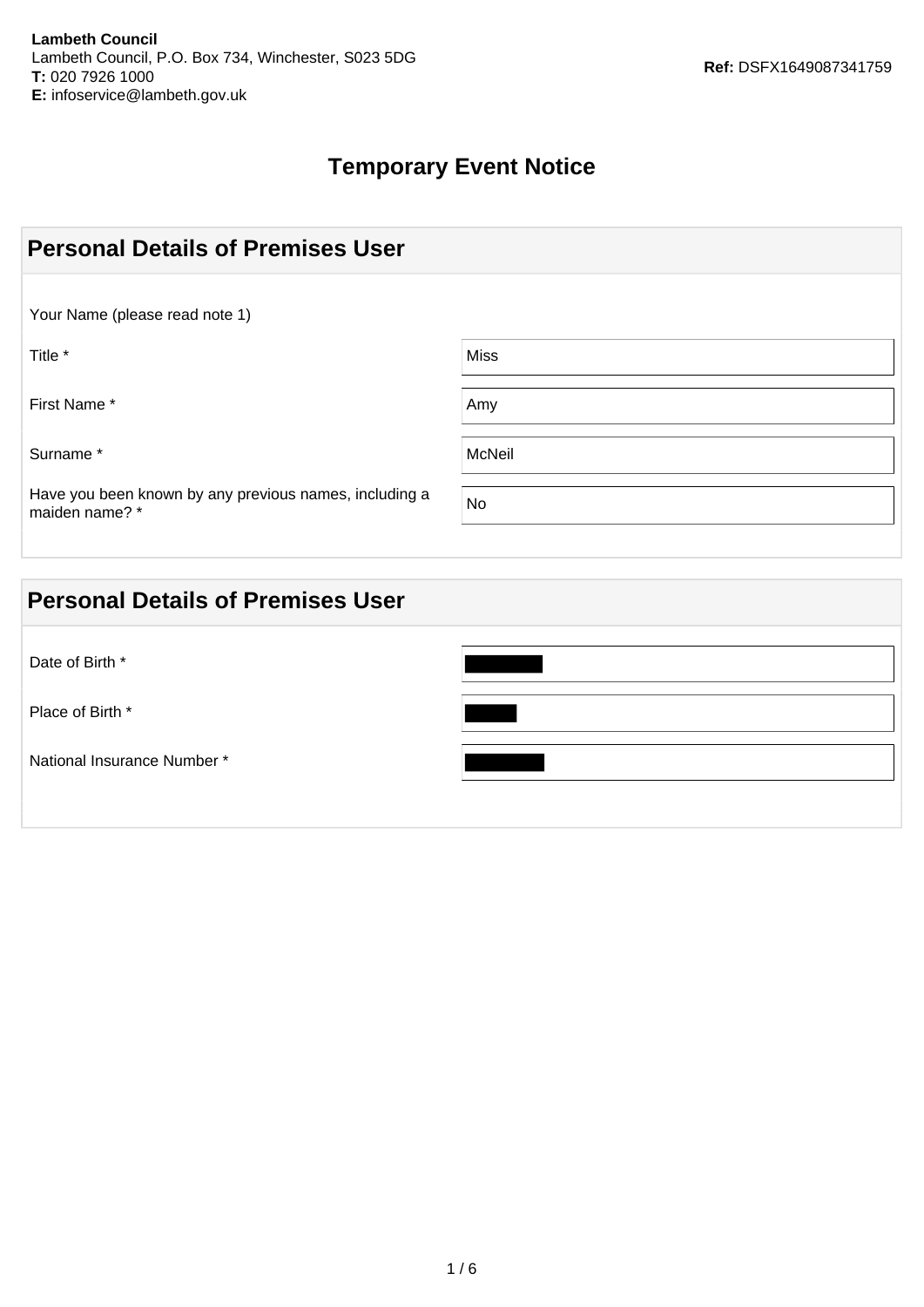**Lambeth Council**
Lambeth Council, P.O. Box 734, Winchester, S023 5DG
**T:** 020 7926 1000
**E:** infoservice@lambeth.gov.uk

**Ref:** DSFX1649087341759

# Temporary Event Notice

## Personal Details of Premises User

Your Name (please read note 1)

| | |
|---|---|
| Title * | Miss |
| First Name * | Amy |
| Surname * | McNeil |
| Have you been known by any previous names, including a maiden name? * | No |

## Personal Details of Premises User

| | |
|---|---|
| Date of Birth * | [REDACTED] |
| Place of Birth * | [REDACTED] |
| National Insurance Number * | [REDACTED] |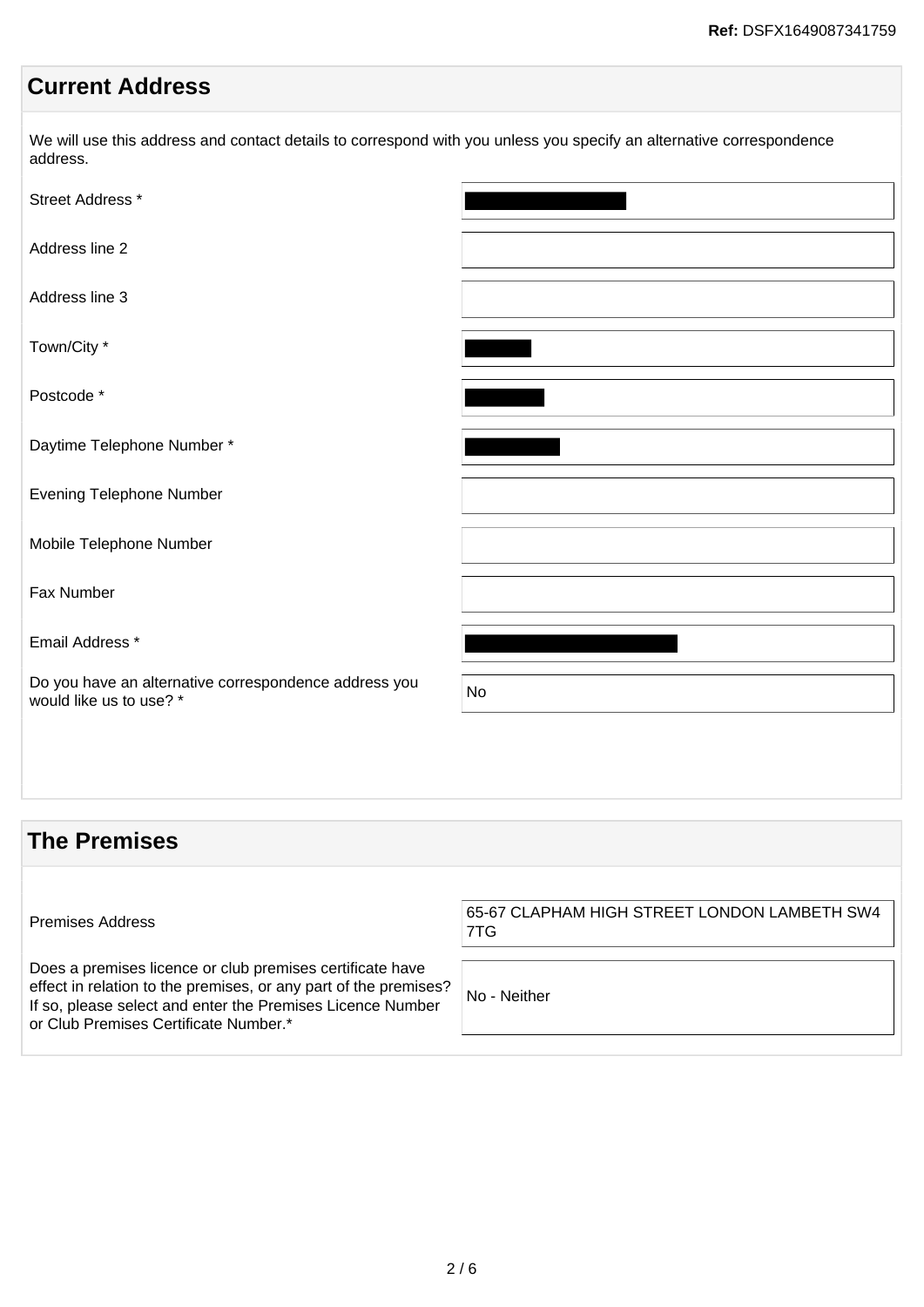Ref: DSFX1649087341759

## Current Address

We will use this address and contact details to correspond with you unless you specify an alternative correspondence address.

| Field | Value |
| --- | --- |
| Street Address * | [REDACTED] |
| Address line 2 | |
| Address line 3 | |
| Town/City * | [REDACTED] |
| Postcode * | [REDACTED] |
| Daytime Telephone Number * | [REDACTED] |
| Evening Telephone Number | |
| Mobile Telephone Number | |
| Fax Number | |
| Email Address * | [REDACTED] |
| Do you have an alternative correspondence address you would like us to use? * | No |

## The Premises

| Field | Value |
| --- | --- |
| Premises Address | 65-67 CLAPHAM HIGH STREET LONDON LAMBETH SW4 7TG |
| Does a premises licence or club premises certificate have effect in relation to the premises, or any part of the premises? If so, please select and enter the Premises Licence Number or Club Premises Certificate Number.* | No - Neither |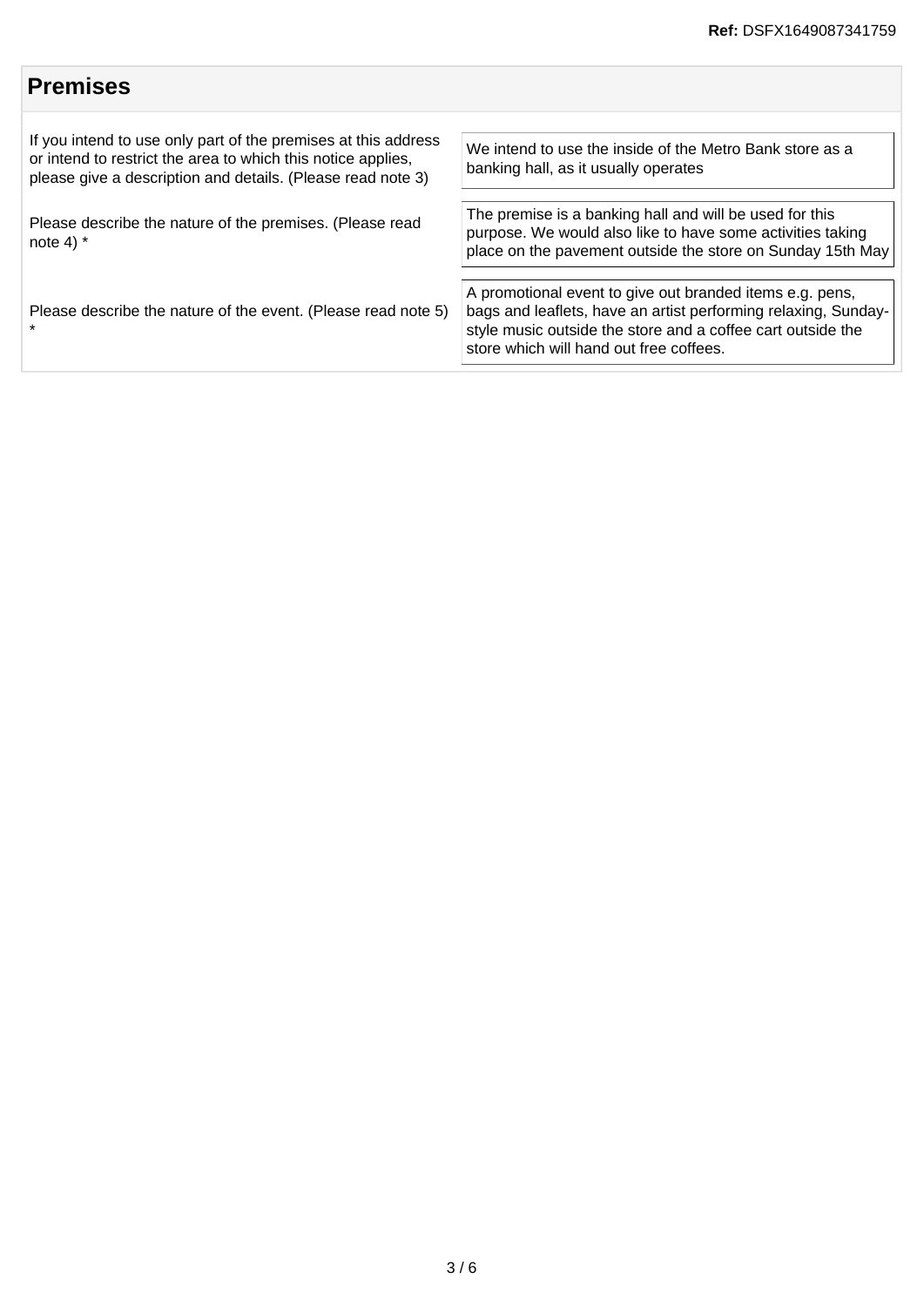## Premises

| | |
|---|---|
| If you intend to use only part of the premises at this address or intend to restrict the area to which this notice applies, please give a description and details. (Please read note 3) | We intend to use the inside of the Metro Bank store as a banking hall, as it usually operates |
| Please describe the nature of the premises. (Please read note 4) * | The premise is a banking hall and will be used for this purpose. We would also like to have some activities taking place on the pavement outside the store on Sunday 15th May |
| Please describe the nature of the event. (Please read note 5) * | A promotional event to give out branded items e.g. pens, bags and leaflets, have an artist performing relaxing, Sunday-style music outside the store and a coffee cart outside the store which will hand out free coffees. |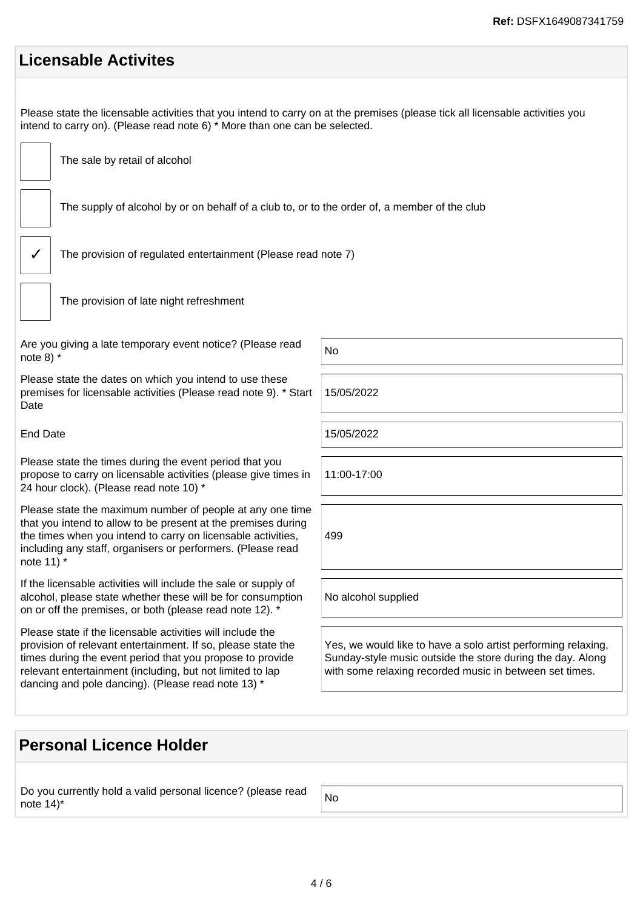## Licensable Activites

Please state the licensable activities that you intend to carry on at the premises (please tick all licensable activities you intend to carry on). (Please read note 6) * More than one can be selected.

- [ ] The sale by retail of alcohol
- [ ] The supply of alcohol by or on behalf of a club to, or to the order of, a member of the club
- [x] The provision of regulated entertainment (Please read note 7)
- [ ] The provision of late night refreshment

| | |
|---|---|
| Are you giving a late temporary event notice? (Please read note 8) * | No |
| Please state the dates on which you intend to use these premises for licensable activities (Please read note 9). * Start Date | 15/05/2022 |
| End Date | 15/05/2022 |
| Please state the times during the event period that you propose to carry on licensable activities (please give times in 24 hour clock). (Please read note 10) * | 11:00-17:00 |
| Please state the maximum number of people at any one time that you intend to allow to be present at the premises during the times when you intend to carry on licensable activities, including any staff, organisers or performers. (Please read note 11) * | 499 |
| If the licensable activities will include the sale or supply of alcohol, please state whether these will be for consumption on or off the premises, or both (please read note 12). * | No alcohol supplied |
| Please state if the licensable activities will include the provision of relevant entertainment. If so, please state the times during the event period that you propose to provide relevant entertainment (including, but not limited to lap dancing and pole dancing). (Please read note 13) * | Yes, we would like to have a solo artist performing relaxing, Sunday-style music outside the store during the day. Along with some relaxing recorded music in between set times. |

## Personal Licence Holder

| | |
|---|---|
| Do you currently hold a valid personal licence? (please read note 14)* | No |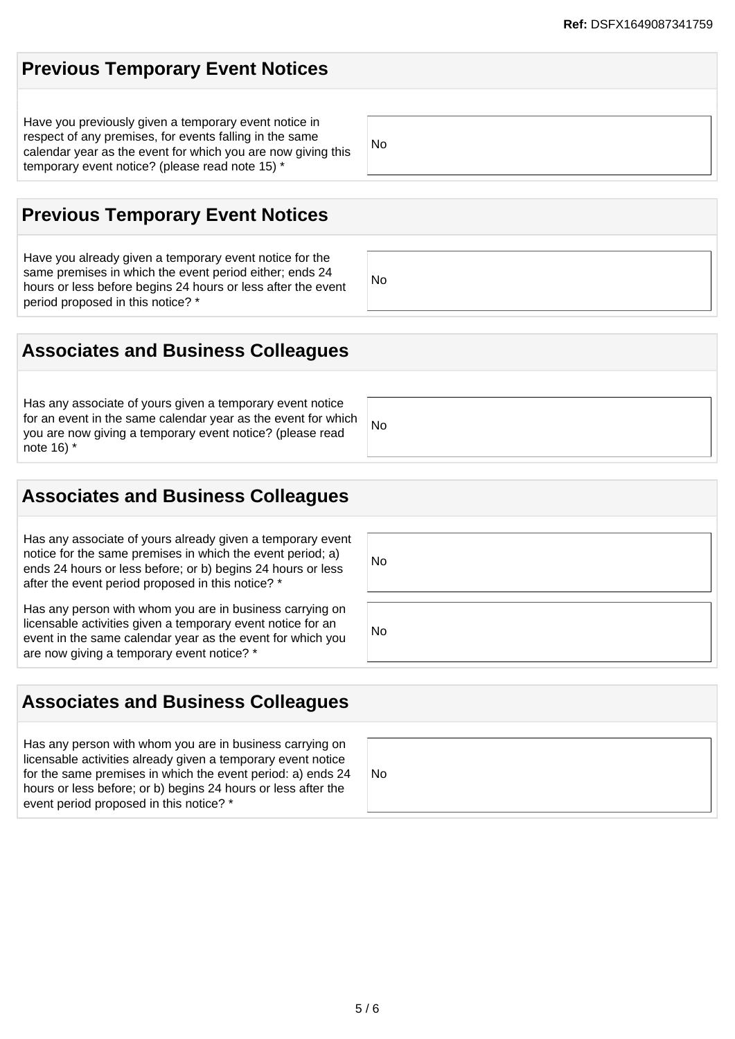## Previous Temporary Event Notices

| | |
|---|---|
| Have you previously given a temporary event notice in respect of any premises, for events falling in the same calendar year as the event for which you are now giving this temporary event notice? (please read note 15) * | No |

## Previous Temporary Event Notices

| | |
|---|---|
| Have you already given a temporary event notice for the same premises in which the event period either; ends 24 hours or less before begins 24 hours or less after the event period proposed in this notice? * | No |

## Associates and Business Colleagues

| | |
|---|---|
| Has any associate of yours given a temporary event notice for an event in the same calendar year as the event for which you are now giving a temporary event notice? (please read note 16) * | No |

## Associates and Business Colleagues

| | |
|---|---|
| Has any associate of yours already given a temporary event notice for the same premises in which the event period; a) ends 24 hours or less before; or b) begins 24 hours or less after the event period proposed in this notice? * | No |
| Has any person with whom you are in business carrying on licensable activities given a temporary event notice for an event in the same calendar year as the event for which you are now giving a temporary event notice? * | No |

## Associates and Business Colleagues

| | |
|---|---|
| Has any person with whom you are in business carrying on licensable activities already given a temporary event notice for the same premises in which the event period: a) ends 24 hours or less before; or b) begins 24 hours or less after the event period proposed in this notice? * | No |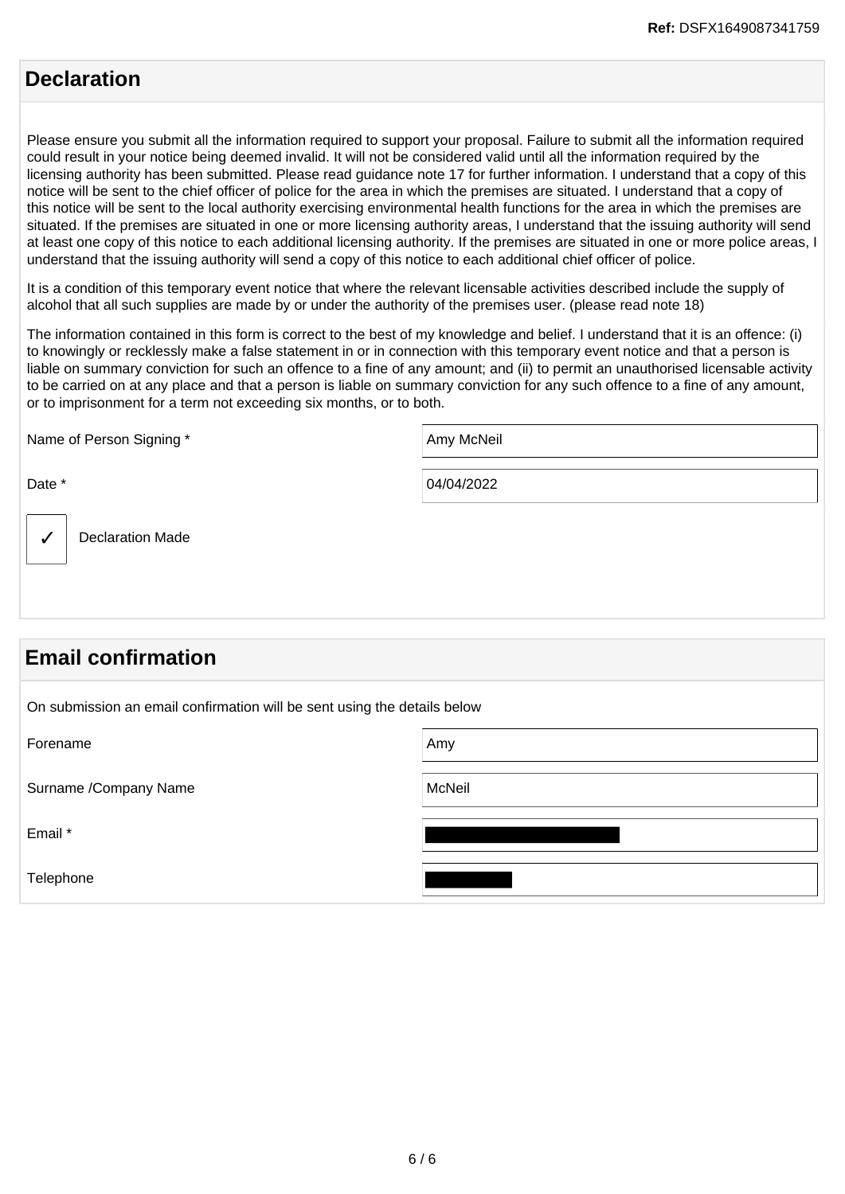## Declaration

Please ensure you submit all the information required to support your proposal. Failure to submit all the information required could result in your notice being deemed invalid. It will not be considered valid until all the information required by the licensing authority has been submitted. Please read guidance note 17 for further information. I understand that a copy of this notice will be sent to the chief officer of police for the area in which the premises are situated. I understand that a copy of this notice will be sent to the local authority exercising environmental health functions for the area in which the premises are situated. If the premises are situated in one or more licensing authority areas, I understand that the issuing authority will send at least one copy of this notice to each additional licensing authority. If the premises are situated in one or more police areas, I understand that the issuing authority will send a copy of this notice to each additional chief officer of police.

It is a condition of this temporary event notice that where the relevant licensable activities described include the supply of alcohol that all such supplies are made by or under the authority of the premises user. (please read note 18)

The information contained in this form is correct to the best of my knowledge and belief. I understand that it is an offence: (i) to knowingly or recklessly make a false statement in or in connection with this temporary event notice and that a person is liable on summary conviction for such an offence to a fine of any amount; and (ii) to permit an unauthorised licensable activity to be carried on at any place and that a person is liable on summary conviction for any such offence to a fine of any amount, or to imprisonment for a term not exceeding six months, or to both.

| | |
|---|---|
| Name of Person Signing * | Amy McNeil |
| Date * | 04/04/2022 |

✓ Declaration Made

## Email confirmation

On submission an email confirmation will be sent using the details below

| | |
|---|---|
| Forename | Amy |
| Surname /Company Name | McNeil |
| Email * | [REDACTED] |
| Telephone | [REDACTED] |